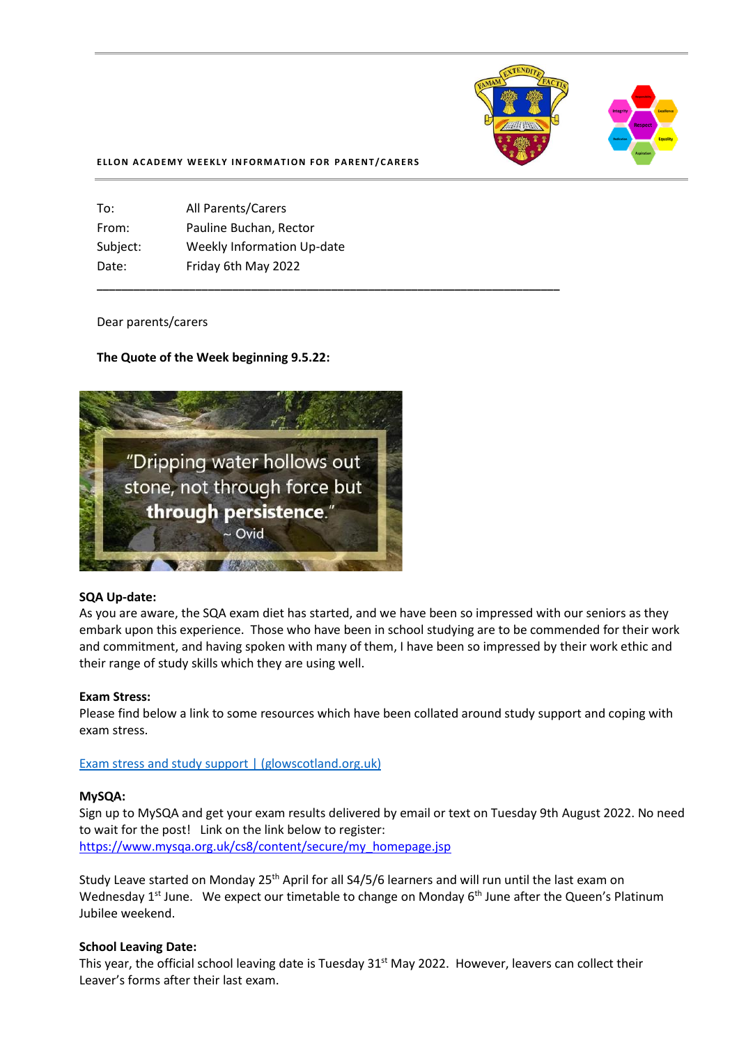ELLON ACADEMY WEEKLY INFORMATION FOR PARENT/CARERS

| | |
|---|---|
| To: | All Parents/Carers |
| From: | Pauline Buchan, Rector |
| Subject: | Weekly Information Up-date |
| Date: | Friday 6th May 2022 |

---

Dear parents/carers

**The Quote of the Week beginning 9.5.22:**

"Dripping water hollows out stone, not through force but **through persistence**."
~ Ovid

**SQA Up-date:**
As you are aware, the SQA exam diet has started, and we have been so impressed with our seniors as they embark upon this experience. Those who have been in school studying are to be commended for their work and commitment, and having spoken with many of them, I have been so impressed by their work ethic and their range of study skills which they are using well.

**Exam Stress:**
Please find below a link to some resources which have been collated around study support and coping with exam stress.

Exam stress and study support | (glowscotland.org.uk)

**MySQA:**
Sign up to MySQA and get your exam results delivered by email or text on Tuesday 9th August 2022. No need to wait for the post! Link on the link below to register:
https://www.mysqa.org.uk/cs8/content/secure/my_homepage.jsp

Study Leave started on Monday 25th April for all S4/5/6 learners and will run until the last exam on Wednesday 1st June. We expect our timetable to change on Monday 6th June after the Queen's Platinum Jubilee weekend.

**School Leaving Date:**
This year, the official school leaving date is Tuesday 31st May 2022. However, leavers can collect their Leaver's forms after their last exam.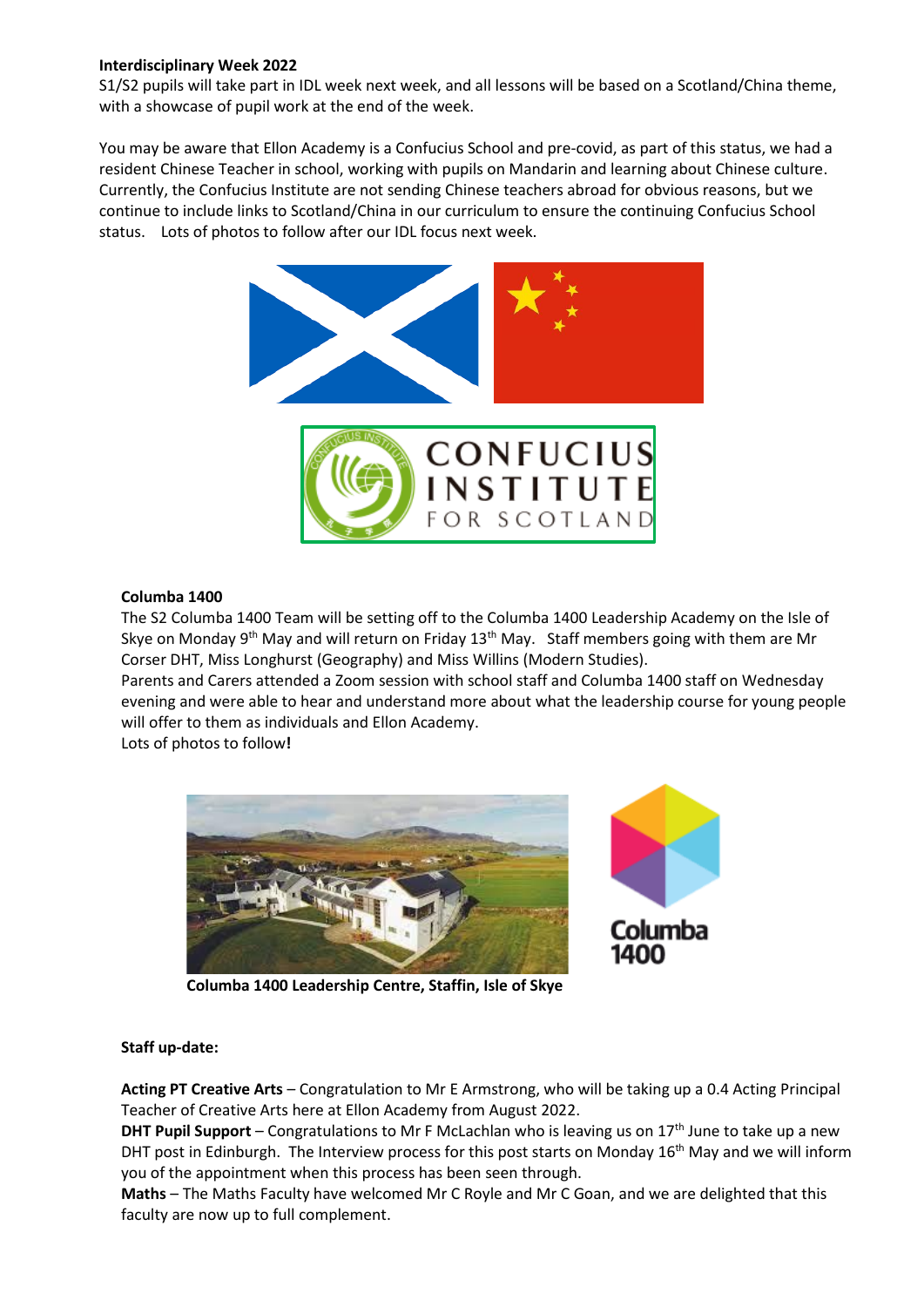**Interdisciplinary Week 2022**

S1/S2 pupils will take part in IDL week next week, and all lessons will be based on a Scotland/China theme, with a showcase of pupil work at the end of the week.

You may be aware that Ellon Academy is a Confucius School and pre-covid, as part of this status, we had a resident Chinese Teacher in school, working with pupils on Mandarin and learning about Chinese culture. Currently, the Confucius Institute are not sending Chinese teachers abroad for obvious reasons, but we continue to include links to Scotland/China in our curriculum to ensure the continuing Confucius School status. Lots of photos to follow after our IDL focus next week.

**Columba 1400**

The S2 Columba 1400 Team will be setting off to the Columba 1400 Leadership Academy on the Isle of Skye on Monday 9th May and will return on Friday 13th May. Staff members going with them are Mr Corser DHT, Miss Longhurst (Geography) and Miss Willins (Modern Studies).

Parents and Carers attended a Zoom session with school staff and Columba 1400 staff on Wednesday evening and were able to hear and understand more about what the leadership course for young people will offer to them as individuals and Ellon Academy.

Lots of photos to follow**!**

**Columba 1400 Leadership Centre, Staffin, Isle of Skye**

**Staff up-date:**

**Acting PT Creative Arts** – Congratulation to Mr E Armstrong, who will be taking up a 0.4 Acting Principal Teacher of Creative Arts here at Ellon Academy from August 2022.

**DHT Pupil Support** – Congratulations to Mr F McLachlan who is leaving us on 17th June to take up a new DHT post in Edinburgh. The Interview process for this post starts on Monday 16th May and we will inform you of the appointment when this process has been seen through.

**Maths** – The Maths Faculty have welcomed Mr C Royle and Mr C Goan, and we are delighted that this faculty are now up to full complement.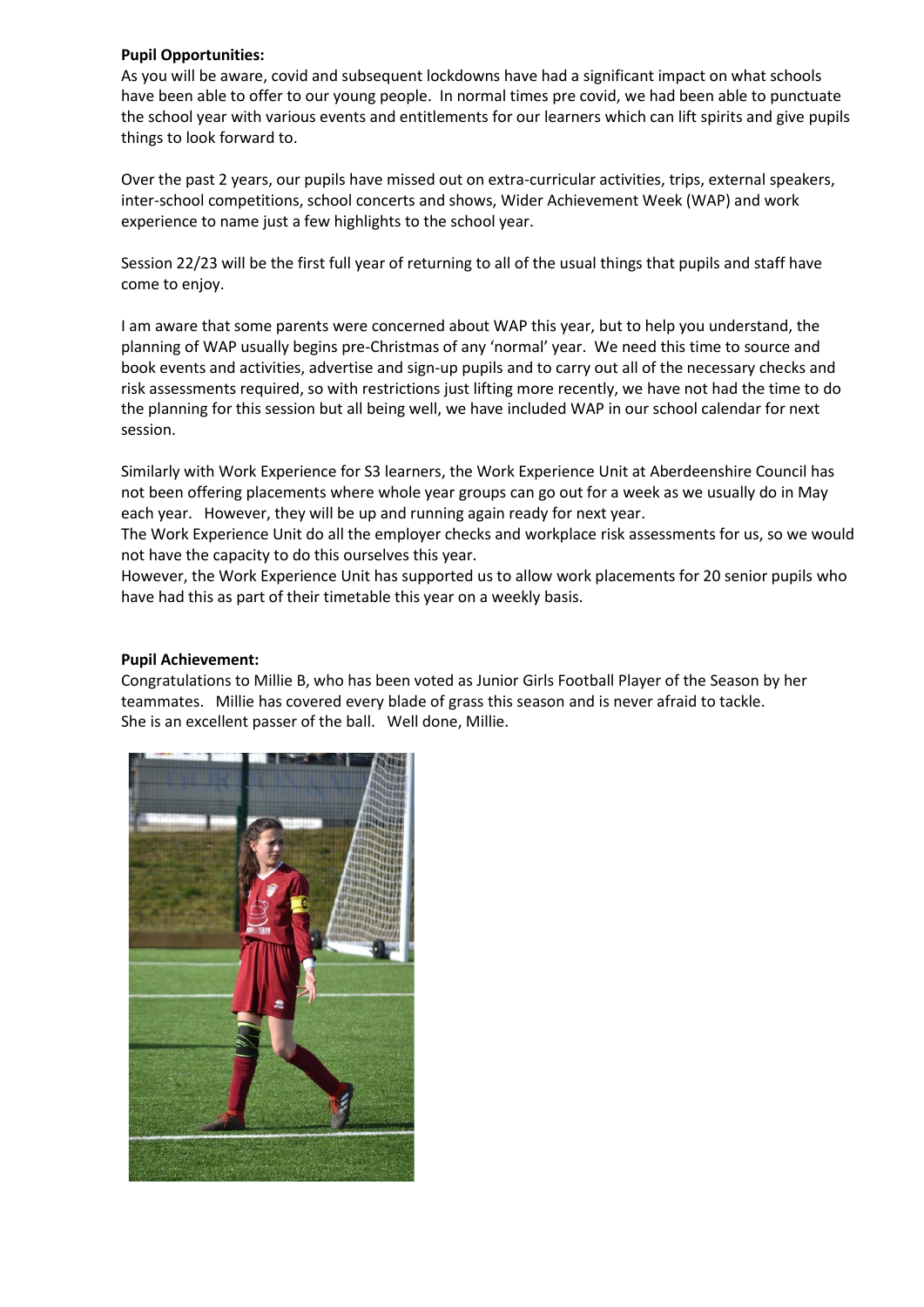**Pupil Opportunities:**

As you will be aware, covid and subsequent lockdowns have had a significant impact on what schools have been able to offer to our young people. In normal times pre covid, we had been able to punctuate the school year with various events and entitlements for our learners which can lift spirits and give pupils things to look forward to.

Over the past 2 years, our pupils have missed out on extra-curricular activities, trips, external speakers, inter-school competitions, school concerts and shows, Wider Achievement Week (WAP) and work experience to name just a few highlights to the school year.

Session 22/23 will be the first full year of returning to all of the usual things that pupils and staff have come to enjoy.

I am aware that some parents were concerned about WAP this year, but to help you understand, the planning of WAP usually begins pre-Christmas of any 'normal' year. We need this time to source and book events and activities, advertise and sign-up pupils and to carry out all of the necessary checks and risk assessments required, so with restrictions just lifting more recently, we have not had the time to do the planning for this session but all being well, we have included WAP in our school calendar for next session.

Similarly with Work Experience for S3 learners, the Work Experience Unit at Aberdeenshire Council has not been offering placements where whole year groups can go out for a week as we usually do in May each year. However, they will be up and running again ready for next year.

The Work Experience Unit do all the employer checks and workplace risk assessments for us, so we would not have the capacity to do this ourselves this year.

However, the Work Experience Unit has supported us to allow work placements for 20 senior pupils who have had this as part of their timetable this year on a weekly basis.

**Pupil Achievement:**

Congratulations to Millie B, who has been voted as Junior Girls Football Player of the Season by her teammates. Millie has covered every blade of grass this season and is never afraid to tackle.

She is an excellent passer of the ball. Well done, Millie.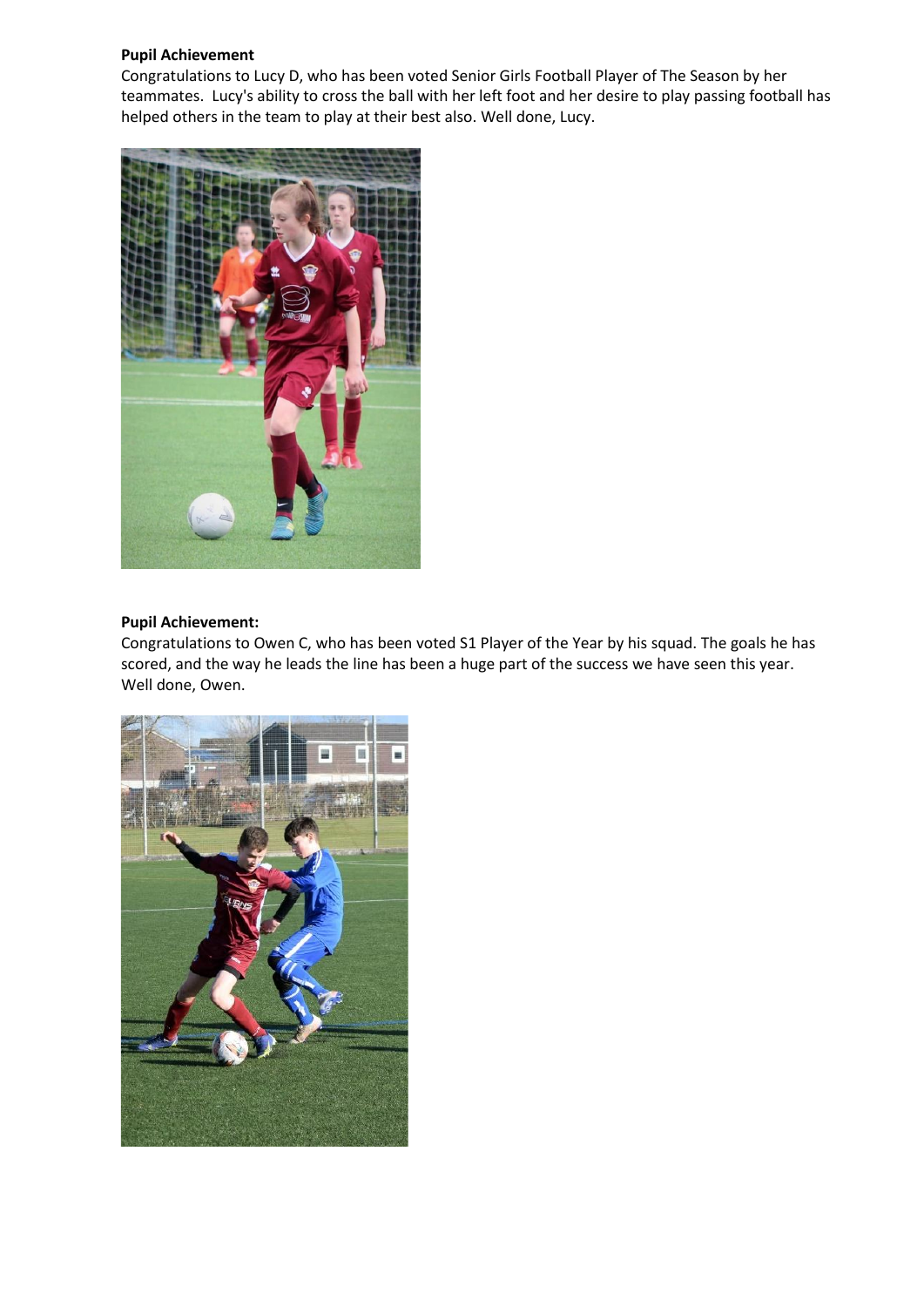**Pupil Achievement**

Congratulations to Lucy D, who has been voted Senior Girls Football Player of The Season by her teammates. Lucy's ability to cross the ball with her left foot and her desire to play passing football has helped others in the team to play at their best also. Well done, Lucy.

**Pupil Achievement:**

Congratulations to Owen C, who has been voted S1 Player of the Year by his squad. The goals he has scored, and the way he leads the line has been a huge part of the success we have seen this year. Well done, Owen.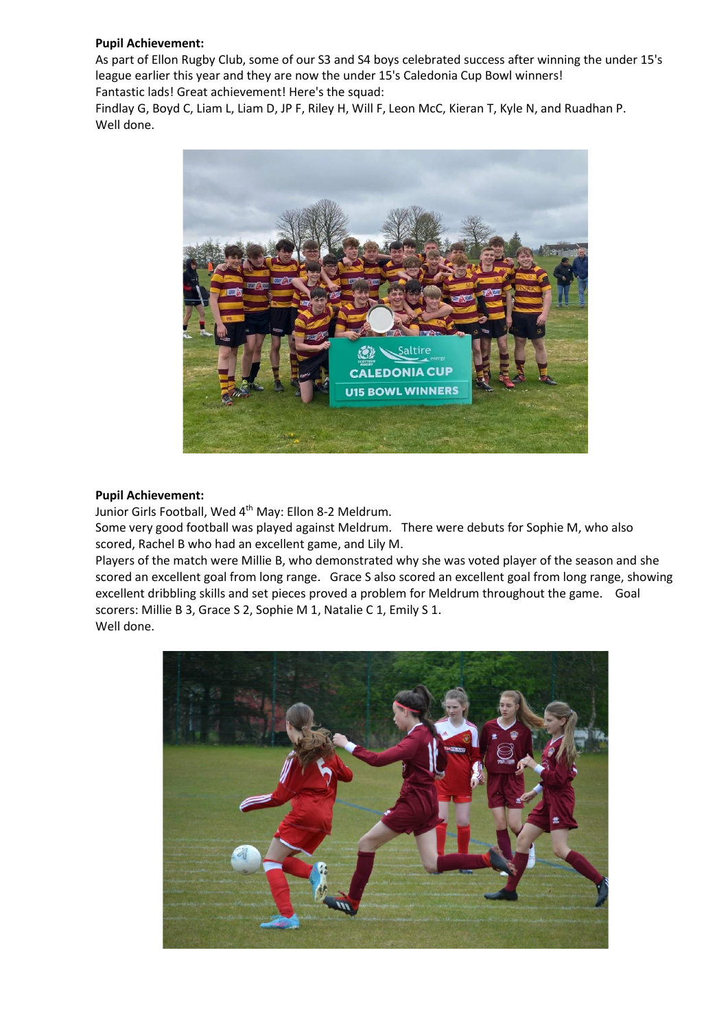**Pupil Achievement:**

As part of Ellon Rugby Club, some of our S3 and S4 boys celebrated success after winning the under 15's league earlier this year and they are now the under 15's Caledonia Cup Bowl winners!

Fantastic lads! Great achievement! Here's the squad:

Findlay G, Boyd C, Liam L, Liam D, JP F, Riley H, Will F, Leon McC, Kieran T, Kyle N, and Ruadhan P.

Well done.

**Pupil Achievement:**

Junior Girls Football, Wed 4th May: Ellon 8-2 Meldrum.

Some very good football was played against Meldrum. There were debuts for Sophie M, who also scored, Rachel B who had an excellent game, and Lily M.

Players of the match were Millie B, who demonstrated why she was voted player of the season and she scored an excellent goal from long range. Grace S also scored an excellent goal from long range, showing excellent dribbling skills and set pieces proved a problem for Meldrum throughout the game. Goal scorers: Millie B 3, Grace S 2, Sophie M 1, Natalie C 1, Emily S 1.

Well done.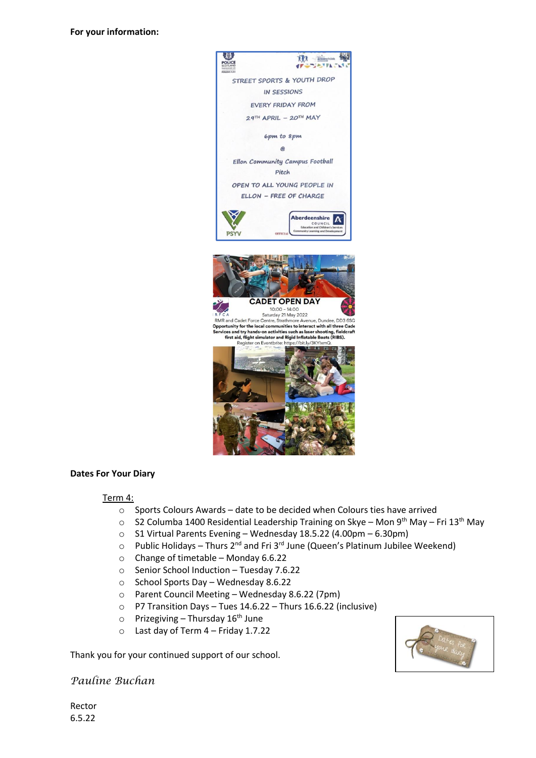**For your information:**

STREET SPORTS & YOUTH DROP IN SESSIONS

EVERY FRIDAY FROM

29TH APRIL – 20TH MAY

6pm to 8pm

@

Ellon Community Campus Football Pitch

OPEN TO ALL YOUNG PEOPLE IN ELLON – FREE OF CHARGE

CADET OPEN DAY

10:00 – 14:00

Saturday 21 May 2022

RMR and Cadet Force Centre, Strathmore Avenue, Dundee, DD3 6SQ

Opportunity for the local communities to interact with all three Cadet Services and try hands-on activities such as laser shooting, fieldcraft, first aid, flight simulator and Rigid Inflatable Boats (RIBS).

Register on Eventbrite: https://bit.ly/3KYlxmQ

**Dates For Your Diary**

Term 4:

- Sports Colours Awards – date to be decided when Colours ties have arrived
- S2 Columba 1400 Residential Leadership Training on Skye – Mon 9th May – Fri 13th May
- S1 Virtual Parents Evening – Wednesday 18.5.22 (4.00pm – 6.30pm)
- Public Holidays – Thurs 2nd and Fri 3rd June (Queen's Platinum Jubilee Weekend)
- Change of timetable – Monday 6.6.22
- Senior School Induction – Tuesday 7.6.22
- School Sports Day – Wednesday 8.6.22
- Parent Council Meeting – Wednesday 8.6.22 (7pm)
- P7 Transition Days – Tues 14.6.22 – Thurs 16.6.22 (inclusive)
- Prizegiving – Thursday 16th June
- Last day of Term 4 – Friday 1.7.22

Thank you for your continued support of our school.

*Pauline Buchan*

Rector

6.5.22